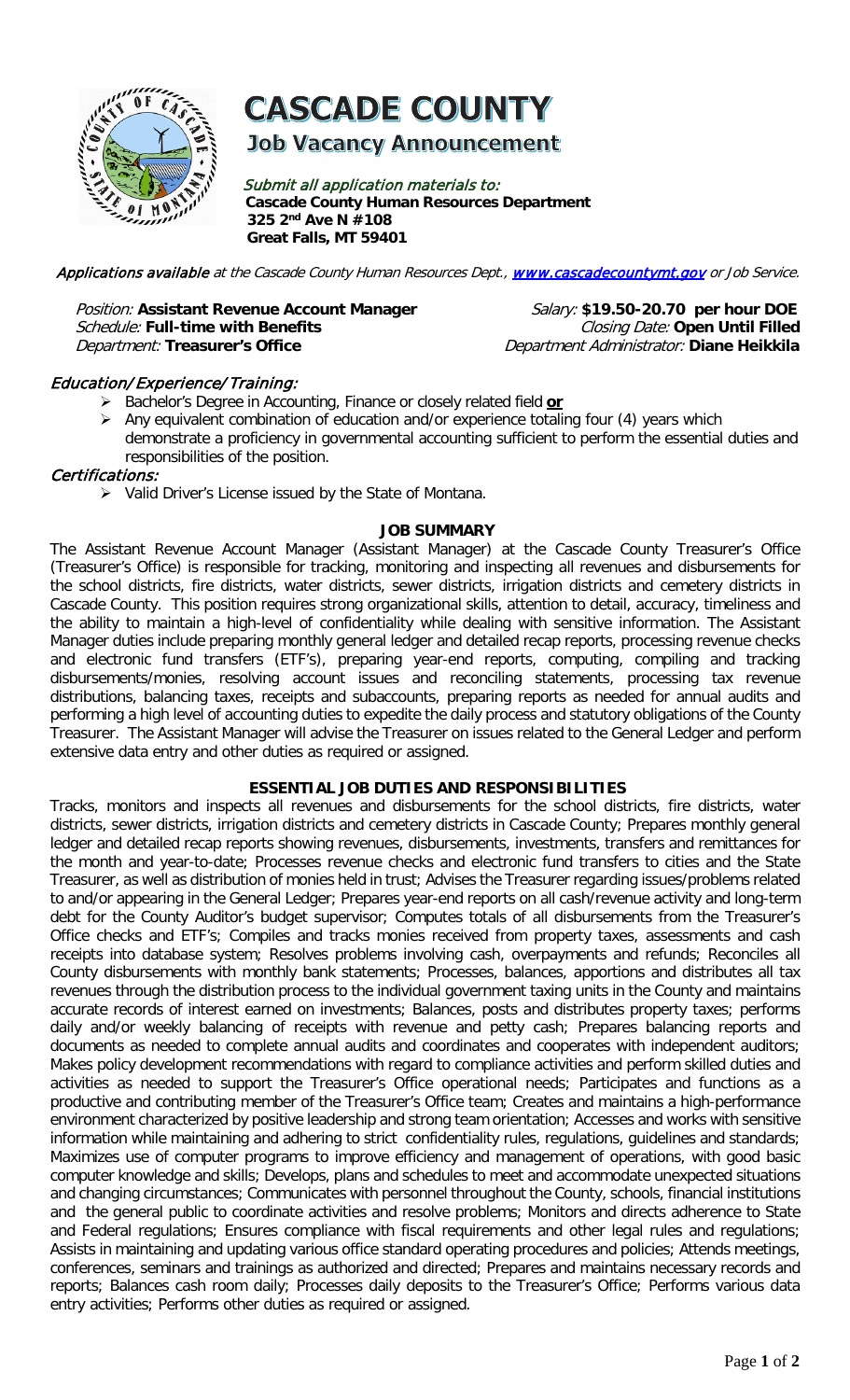# CASCADE COUNTY

## Job Vacancy Announcement

*Submit all application materials to:*
**Cascade County Human Resources Department**
**325 2nd Ave N #108**
**Great Falls, MT 59401**

*Applications available at the Cascade County Human Resources Dept., www.cascadecountymt.gov or Job Service.*

*Position:* **Assistant Revenue Account Manager** *Salary:* **$19.50-20.70 per hour DOE**
*Schedule:* **Full-time with Benefits** *Closing Date:* **Open Until Filled**
*Department:* **Treasurer's Office** *Department Administrator:* **Diane Heikkila**

### Education/ Experience/ Training:

- Bachelor's Degree in Accounting, Finance or closely related field **or**
- Any equivalent combination of education and/or experience totaling four (4) years which demonstrate a proficiency in governmental accounting sufficient to perform the essential duties and responsibilities of the position.

### Certifications:

- Valid Driver's License issued by the State of Montana.

### JOB SUMMARY

The Assistant Revenue Account Manager (Assistant Manager) at the Cascade County Treasurer's Office (Treasurer's Office) is responsible for tracking, monitoring and inspecting all revenues and disbursements for the school districts, fire districts, water districts, sewer districts, irrigation districts and cemetery districts in Cascade County. This position requires strong organizational skills, attention to detail, accuracy, timeliness and the ability to maintain a high-level of confidentiality while dealing with sensitive information. The Assistant Manager duties include preparing monthly general ledger and detailed recap reports, processing revenue checks and electronic fund transfers (ETF's), preparing year-end reports, computing, compiling and tracking disbursements/monies, resolving account issues and reconciling statements, processing tax revenue distributions, balancing taxes, receipts and subaccounts, preparing reports as needed for annual audits and performing a high level of accounting duties to expedite the daily process and statutory obligations of the County Treasurer. The Assistant Manager will advise the Treasurer on issues related to the General Ledger and perform extensive data entry and other duties as required or assigned.

### ESSENTIAL JOB DUTIES AND RESPONSIBILITIES

Tracks, monitors and inspects all revenues and disbursements for the school districts, fire districts, water districts, sewer districts, irrigation districts and cemetery districts in Cascade County; Prepares monthly general ledger and detailed recap reports showing revenues, disbursements, investments, transfers and remittances for the month and year-to-date; Processes revenue checks and electronic fund transfers to cities and the State Treasurer, as well as distribution of monies held in trust; Advises the Treasurer regarding issues/problems related to and/or appearing in the General Ledger; Prepares year-end reports on all cash/revenue activity and long-term debt for the County Auditor's budget supervisor; Computes totals of all disbursements from the Treasurer's Office checks and ETF's; Compiles and tracks monies received from property taxes, assessments and cash receipts into database system; Resolves problems involving cash, overpayments and refunds; Reconciles all County disbursements with monthly bank statements; Processes, balances, apportions and distributes all tax revenues through the distribution process to the individual government taxing units in the County and maintains accurate records of interest earned on investments; Balances, posts and distributes property taxes; performs daily and/or weekly balancing of receipts with revenue and petty cash; Prepares balancing reports and documents as needed to complete annual audits and coordinates and cooperates with independent auditors; Makes policy development recommendations with regard to compliance activities and perform skilled duties and activities as needed to support the Treasurer's Office operational needs; Participates and functions as a productive and contributing member of the Treasurer's Office team; Creates and maintains a high-performance environment characterized by positive leadership and strong team orientation; Accesses and works with sensitive information while maintaining and adhering to strict confidentiality rules, regulations, guidelines and standards; Maximizes use of computer programs to improve efficiency and management of operations, with good basic computer knowledge and skills; Develops, plans and schedules to meet and accommodate unexpected situations and changing circumstances; Communicates with personnel throughout the County, schools, financial institutions and the general public to coordinate activities and resolve problems; Monitors and directs adherence to State and Federal regulations; Ensures compliance with fiscal requirements and other legal rules and regulations; Assists in maintaining and updating various office standard operating procedures and policies; Attends meetings, conferences, seminars and trainings as authorized and directed; Prepares and maintains necessary records and reports; Balances cash room daily; Processes daily deposits to the Treasurer's Office; Performs various data entry activities; Performs other duties as required or assigned.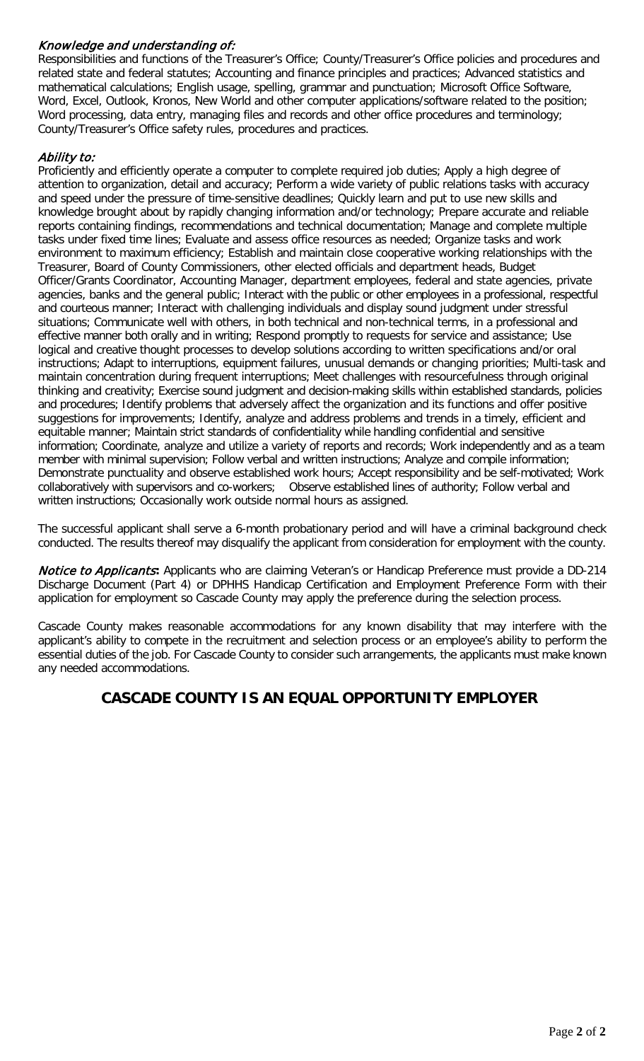*Knowledge and understanding of:*

Responsibilities and functions of the Treasurer's Office; County/Treasurer's Office policies and procedures and related state and federal statutes; Accounting and finance principles and practices; Advanced statistics and mathematical calculations; English usage, spelling, grammar and punctuation; Microsoft Office Software, Word, Excel, Outlook, Kronos, New World and other computer applications/software related to the position; Word processing, data entry, managing files and records and other office procedures and terminology; County/Treasurer's Office safety rules, procedures and practices.

*Ability to:*

Proficiently and efficiently operate a computer to complete required job duties; Apply a high degree of attention to organization, detail and accuracy; Perform a wide variety of public relations tasks with accuracy and speed under the pressure of time-sensitive deadlines; Quickly learn and put to use new skills and knowledge brought about by rapidly changing information and/or technology; Prepare accurate and reliable reports containing findings, recommendations and technical documentation; Manage and complete multiple tasks under fixed time lines; Evaluate and assess office resources as needed; Organize tasks and work environment to maximum efficiency; Establish and maintain close cooperative working relationships with the Treasurer, Board of County Commissioners, other elected officials and department heads, Budget Officer/Grants Coordinator, Accounting Manager, department employees, federal and state agencies, private agencies, banks and the general public; Interact with the public or other employees in a professional, respectful and courteous manner; Interact with challenging individuals and display sound judgment under stressful situations; Communicate well with others, in both technical and non-technical terms, in a professional and effective manner both orally and in writing; Respond promptly to requests for service and assistance; Use logical and creative thought processes to develop solutions according to written specifications and/or oral instructions; Adapt to interruptions, equipment failures, unusual demands or changing priorities; Multi-task and maintain concentration during frequent interruptions; Meet challenges with resourcefulness through original thinking and creativity; Exercise sound judgment and decision-making skills within established standards, policies and procedures; Identify problems that adversely affect the organization and its functions and offer positive suggestions for improvements; Identify, analyze and address problems and trends in a timely, efficient and equitable manner; Maintain strict standards of confidentiality while handling confidential and sensitive information; Coordinate, analyze and utilize a variety of reports and records; Work independently and as a team member with minimal supervision; Follow verbal and written instructions; Analyze and compile information; Demonstrate punctuality and observe established work hours; Accept responsibility and be self-motivated; Work collaboratively with supervisors and co-workers; Observe established lines of authority; Follow verbal and written instructions; Occasionally work outside normal hours as assigned.

The successful applicant shall serve a 6-month probationary period and will have a criminal background check conducted. The results thereof may disqualify the applicant from consideration for employment with the county.

***Notice to Applicants:*** Applicants who are claiming Veteran's or Handicap Preference must provide a DD-214 Discharge Document (Part 4) or DPHHS Handicap Certification and Employment Preference Form with their application for employment so Cascade County may apply the preference during the selection process.

Cascade County makes reasonable accommodations for any known disability that may interfere with the applicant's ability to compete in the recruitment and selection process or an employee's ability to perform the essential duties of the job. For Cascade County to consider such arrangements, the applicants must make known any needed accommodations.

## CASCADE COUNTY IS AN EQUAL OPPORTUNITY EMPLOYER